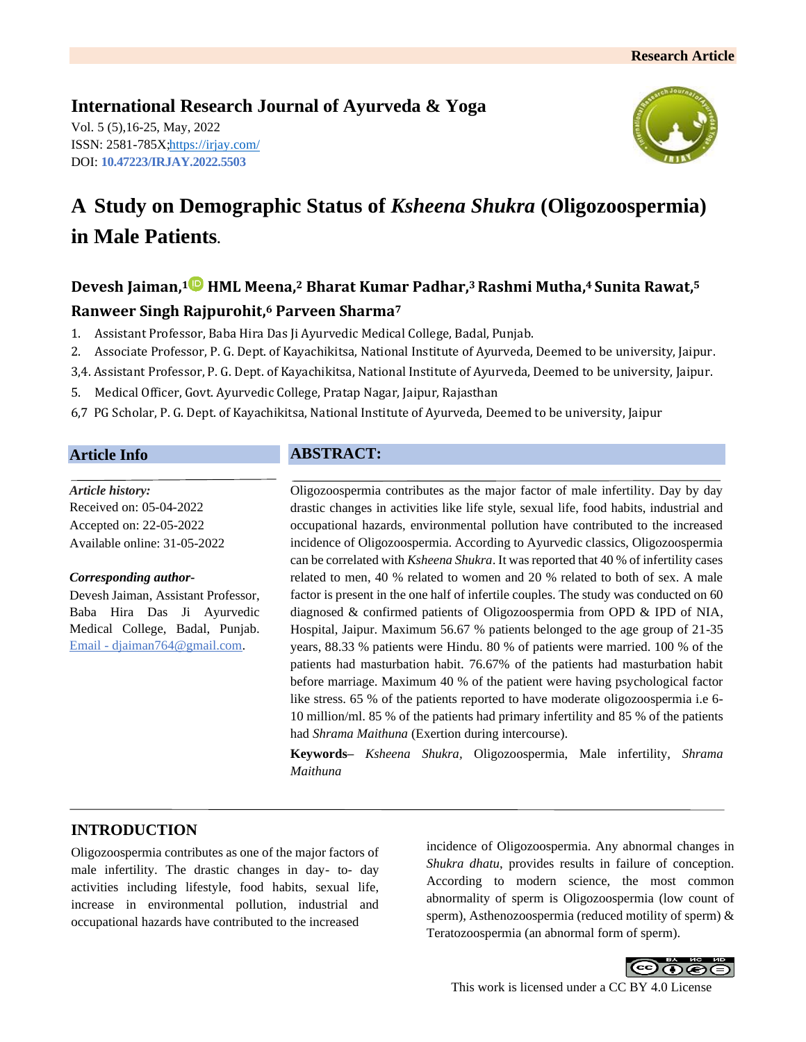Research Article

**International Research Journal of Ayurveda & Yoga**

Vol. 5 (5),16-25, May, 2022
ISSN: 2581-785X; https://irjay.com/
DOI: **10.47223/IRJAY.2022.5503**

# A Study on Demographic Status of *Ksheena Shukra* (Oligozoospermia) in Male Patients.

**Devesh Jaiman,[1] HML Meena,[2] Bharat Kumar Padhar,[3] Rashmi Mutha,[4] Sunita Rawat,[5] Ranweer Singh Rajpurohit,[6] Parveen Sharma[7]**

1. Assistant Professor, Baba Hira Das Ji Ayurvedic Medical College, Badal, Punjab.
2. Associate Professor, P. G. Dept. of Kayachikitsa, National Institute of Ayurveda, Deemed to be university, Jaipur.

3,4. Assistant Professor, P. G. Dept. of Kayachikitsa, National Institute of Ayurveda, Deemed to be university, Jaipur.

5. Medical Officer, Govt. Ayurvedic College, Pratap Nagar, Jaipur, Rajasthan

6,7 PG Scholar, P. G. Dept. of Kayachikitsa, National Institute of Ayurveda, Deemed to be university, Jaipur

## Article Info

*Article history:*
Received on: 05-04-2022
Accepted on: 22-05-2022
Available online: 31-05-2022

***Corresponding author-***
Devesh Jaiman, Assistant Professor, Baba Hira Das Ji Ayurvedic Medical College, Badal, Punjab.
Email - djaiman764@gmail.com.

## ABSTRACT:

Oligozoospermia contributes as the major factor of male infertility. Day by day drastic changes in activities like life style, sexual life, food habits, industrial and occupational hazards, environmental pollution have contributed to the increased incidence of Oligozoospermia. According to Ayurvedic classics, Oligozoospermia can be correlated with *Ksheena Shukra*. It was reported that 40 % of infertility cases related to men, 40 % related to women and 20 % related to both of sex. A male factor is present in the one half of infertile couples. The study was conducted on 60 diagnosed & confirmed patients of Oligozoospermia from OPD & IPD of NIA, Hospital, Jaipur. Maximum 56.67 % patients belonged to the age group of 21-35 years, 88.33 % patients were Hindu. 80 % of patients were married. 100 % of the patients had masturbation habit. 76.67% of the patients had masturbation habit before marriage. Maximum 40 % of the patient were having psychological factor like stress. 65 % of the patients reported to have moderate oligozoospermia i.e 6-10 million/ml. 85 % of the patients had primary infertility and 85 % of the patients had *Shrama Maithuna* (Exertion during intercourse).

**Keywords–** *Ksheena Shukra*, Oligozoospermia, Male infertility, *Shrama Maithuna*

## INTRODUCTION

Oligozoospermia contributes as one of the major factors of male infertility. The drastic changes in day- to- day activities including lifestyle, food habits, sexual life, increase in environmental pollution, industrial and occupational hazards have contributed to the increased incidence of Oligozoospermia. Any abnormal changes in *Shukra dhatu*, provides results in failure of conception. According to modern science, the most common abnormality of sperm is Oligozoospermia (low count of sperm), Asthenozoospermia (reduced motility of sperm) & Teratozoospermia (an abnormal form of sperm).

This work is licensed under a CC BY 4.0 License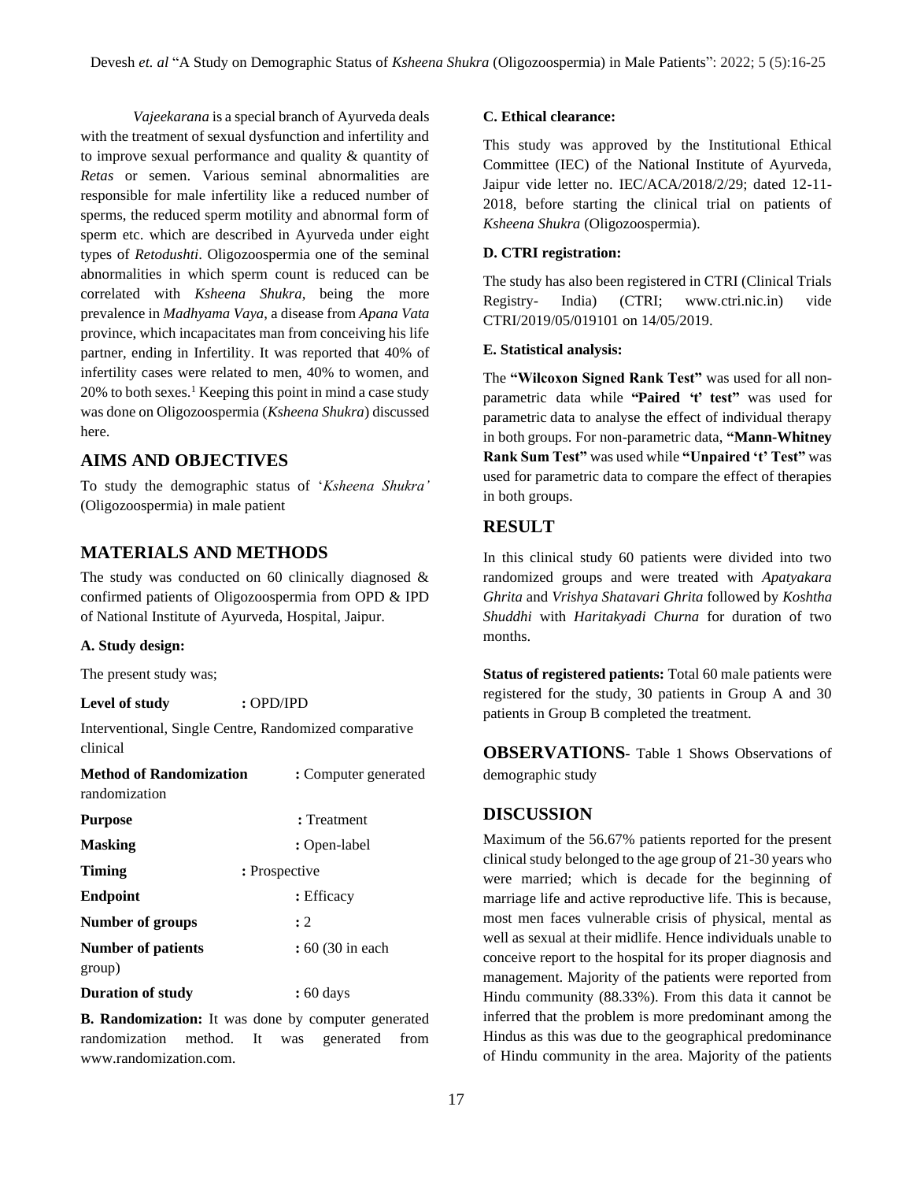*Vajeekarana* is a special branch of Ayurveda deals with the treatment of sexual dysfunction and infertility and to improve sexual performance and quality & quantity of *Retas* or semen. Various seminal abnormalities are responsible for male infertility like a reduced number of sperms, the reduced sperm motility and abnormal form of sperm etc. which are described in Ayurveda under eight types of *Retodushti*. Oligozoospermia one of the seminal abnormalities in which sperm count is reduced can be correlated with *Ksheena Shukra*, being the more prevalence in *Madhyama Vaya*, a disease from *Apana Vata* province, which incapacitates man from conceiving his life partner, ending in Infertility. It was reported that 40% of infertility cases were related to men, 40% to women, and 20% to both sexes.[1] Keeping this point in mind a case study was done on Oligozoospermia (*Ksheena Shukra*) discussed here.

## AIMS AND OBJECTIVES

To study the demographic status of '*Ksheena Shukra'* (Oligozoospermia) in male patient

## MATERIALS AND METHODS

The study was conducted on 60 clinically diagnosed & confirmed patients of Oligozoospermia from OPD & IPD of National Institute of Ayurveda, Hospital, Jaipur.

**A. Study design:**

The present study was;

**Level of study** : OPD/IPD

Interventional, Single Centre, Randomized comparative clinical

**Method of Randomization** : Computer generated randomization

**Purpose** : Treatment

**Masking** : Open-label

**Timing** : Prospective

**Endpoint** : Efficacy

**Number of groups** : 2

**Number of patients** : 60 (30 in each group)

**Duration of study** : 60 days

**B. Randomization:** It was done by computer generated randomization method. It was generated from www.randomization.com.

**C. Ethical clearance:**

This study was approved by the Institutional Ethical Committee (IEC) of the National Institute of Ayurveda, Jaipur vide letter no. IEC/ACA/2018/2/29; dated 12-11-2018, before starting the clinical trial on patients of *Ksheena Shukra* (Oligozoospermia).

**D. CTRI registration:**

The study has also been registered in CTRI (Clinical Trials Registry- India) (CTRI; www.ctri.nic.in) vide CTRI/2019/05/019101 on 14/05/2019.

**E. Statistical analysis:**

The **"Wilcoxon Signed Rank Test"** was used for all non-parametric data while **"Paired 't' test"** was used for parametric data to analyse the effect of individual therapy in both groups. For non-parametric data, **"Mann-Whitney Rank Sum Test"** was used while **"Unpaired 't' Test"** was used for parametric data to compare the effect of therapies in both groups.

## RESULT

In this clinical study 60 patients were divided into two randomized groups and were treated with *Apatyakara Ghrita* and *Vrishya Shatavari Ghrita* followed by *Koshtha Shuddhi* with *Haritakyadi Churna* for duration of two months.

**Status of registered patients:** Total 60 male patients were registered for the study, 30 patients in Group A and 30 patients in Group B completed the treatment.

**OBSERVATIONS**- Table 1 Shows Observations of demographic study

## DISCUSSION

Maximum of the 56.67% patients reported for the present clinical study belonged to the age group of 21-30 years who were married; which is decade for the beginning of marriage life and active reproductive life. This is because, most men faces vulnerable crisis of physical, mental as well as sexual at their midlife. Hence individuals unable to conceive report to the hospital for its proper diagnosis and management. Majority of the patients were reported from Hindu community (88.33%). From this data it cannot be inferred that the problem is more predominant among the Hindus as this was due to the geographical predominance of Hindu community in the area. Majority of the patients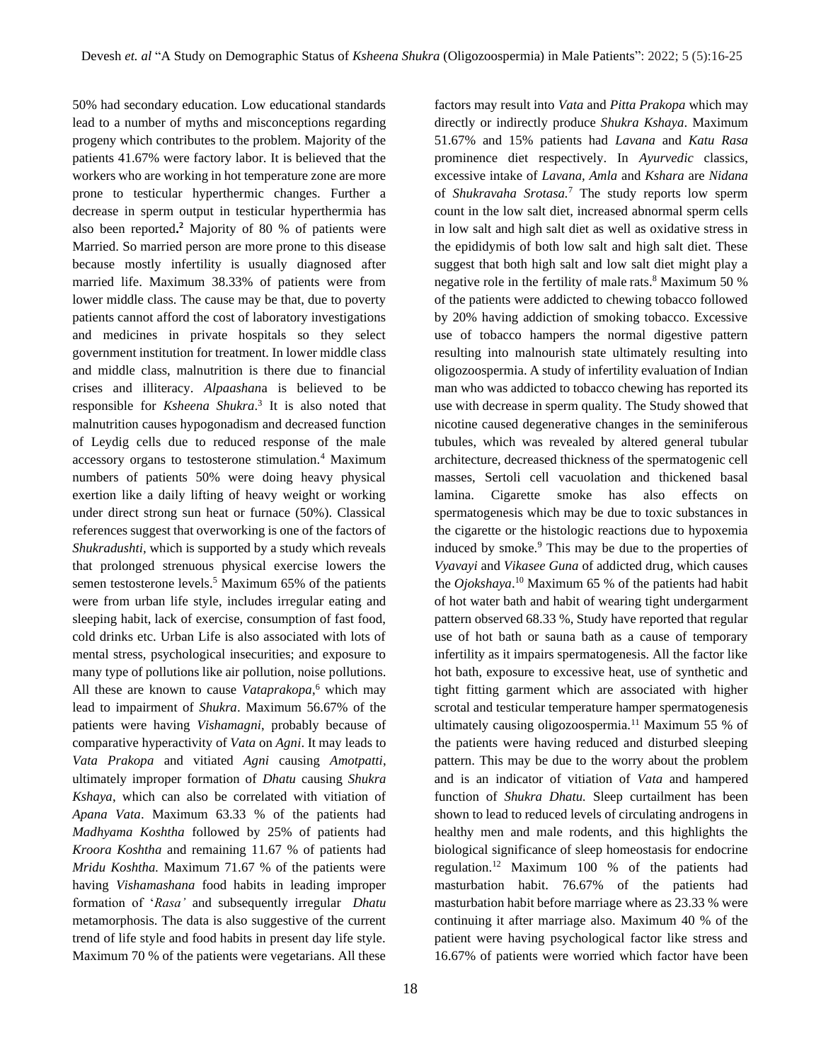50% had secondary education. Low educational standards lead to a number of myths and misconceptions regarding progeny which contributes to the problem. Majority of the patients 41.67% were factory labor. It is believed that the workers who are working in hot temperature zone are more prone to testicular hyperthermic changes. Further a decrease in sperm output in testicular hyperthermia has also been reported.[2] Majority of 80 % of patients were Married. So married person are more prone to this disease because mostly infertility is usually diagnosed after married life. Maximum 38.33% of patients were from lower middle class. The cause may be that, due to poverty patients cannot afford the cost of laboratory investigations and medicines in private hospitals so they select government institution for treatment. In lower middle class and middle class, malnutrition is there due to financial crises and illiteracy. *Alpaashana* is believed to be responsible for *Ksheena Shukra*.[3] It is also noted that malnutrition causes hypogonadism and decreased function of Leydig cells due to reduced response of the male accessory organs to testosterone stimulation.[4] Maximum numbers of patients 50% were doing heavy physical exertion like a daily lifting of heavy weight or working under direct strong sun heat or furnace (50%). Classical references suggest that overworking is one of the factors of *Shukradushti,* which is supported by a study which reveals that prolonged strenuous physical exercise lowers the semen testosterone levels.[5] Maximum 65% of the patients were from urban life style, includes irregular eating and sleeping habit, lack of exercise, consumption of fast food, cold drinks etc. Urban Life is also associated with lots of mental stress, psychological insecurities; and exposure to many type of pollutions like air pollution, noise pollutions. All these are known to cause *Vataprakopa*,[6] which may lead to impairment of *Shukra*. Maximum 56.67% of the patients were having *Vishamagni*, probably because of comparative hyperactivity of *Vata* on *Agni*. It may leads to *Vata Prakopa* and vitiated *Agni* causing *Amotpatti*, ultimately improper formation of *Dhatu* causing *Shukra Kshaya*, which can also be correlated with vitiation of *Apana Vata*. Maximum 63.33 % of the patients had *Madhyama Koshtha* followed by 25% of patients had *Kroora Koshtha* and remaining 11.67 % of patients had *Mridu Koshtha.* Maximum 71.67 % of the patients were having *Vishamashana* food habits in leading improper formation of '*Rasa'* and subsequently irregular *Dhatu* metamorphosis. The data is also suggestive of the current trend of life style and food habits in present day life style. Maximum 70 % of the patients were vegetarians. All these factors may result into *Vata* and *Pitta Prakopa* which may directly or indirectly produce *Shukra Kshaya*. Maximum 51.67% and 15% patients had *Lavana* and *Katu Rasa* prominence diet respectively. In *Ayurvedic* classics, excessive intake of *Lavana, Amla* and *Kshara* are *Nidana* of *Shukravaha Srotasa.*[7] The study reports low sperm count in the low salt diet, increased abnormal sperm cells in low salt and high salt diet as well as oxidative stress in the epididymis of both low salt and high salt diet. These suggest that both high salt and low salt diet might play a negative role in the fertility of male rats.[8] Maximum 50 % of the patients were addicted to chewing tobacco followed by 20% having addiction of smoking tobacco. Excessive use of tobacco hampers the normal digestive pattern resulting into malnourish state ultimately resulting into oligozoospermia. A study of infertility evaluation of Indian man who was addicted to tobacco chewing has reported its use with decrease in sperm quality. The Study showed that nicotine caused degenerative changes in the seminiferous tubules, which was revealed by altered general tubular architecture, decreased thickness of the spermatogenic cell masses, Sertoli cell vacuolation and thickened basal lamina. Cigarette smoke has also effects on spermatogenesis which may be due to toxic substances in the cigarette or the histologic reactions due to hypoxemia induced by smoke.[9] This may be due to the properties of *Vyavayi* and *Vikasee Guna* of addicted drug, which causes the *Ojokshaya*.[10] Maximum 65 % of the patients had habit of hot water bath and habit of wearing tight undergarment pattern observed 68.33 %, Study have reported that regular use of hot bath or sauna bath as a cause of temporary infertility as it impairs spermatogenesis. All the factor like hot bath, exposure to excessive heat, use of synthetic and tight fitting garment which are associated with higher scrotal and testicular temperature hamper spermatogenesis ultimately causing oligozoospermia.[11] Maximum 55 % of the patients were having reduced and disturbed sleeping pattern. This may be due to the worry about the problem and is an indicator of vitiation of *Vata* and hampered function of *Shukra Dhatu.* Sleep curtailment has been shown to lead to reduced levels of circulating androgens in healthy men and male rodents, and this highlights the biological significance of sleep homeostasis for endocrine regulation.[12] Maximum 100 % of the patients had masturbation habit. 76.67% of the patients had masturbation habit before marriage where as 23.33 % were continuing it after marriage also. Maximum 40 % of the patient were having psychological factor like stress and 16.67% of patients were worried which factor have been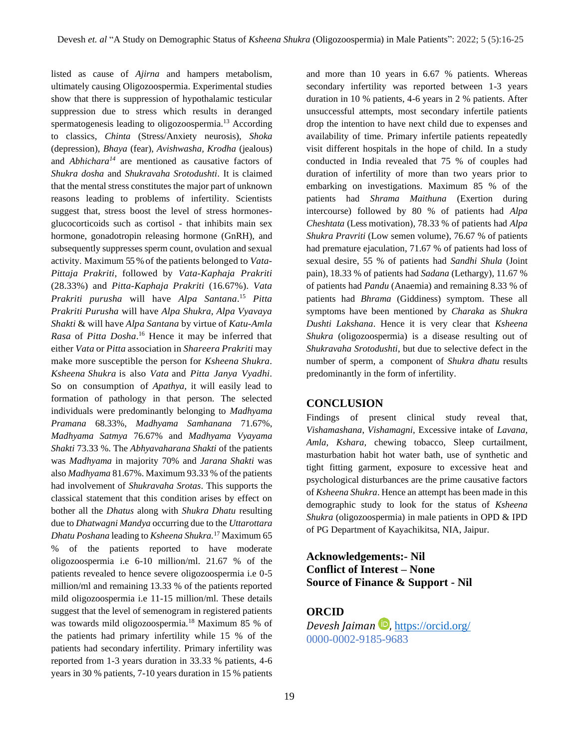listed as cause of *Ajirna* and hampers metabolism, ultimately causing Oligozoospermia. Experimental studies show that there is suppression of hypothalamic testicular suppression due to stress which results in deranged spermatogenesis leading to oligozoospermia.[13] According to classics, *Chinta* (Stress/Anxiety neurosis), *Shoka* (depression), *Bhaya* (fear), *Avishwasha, Krodha* (jealous) and *Abhichara*[14] are mentioned as causative factors of *Shukra dosha* and *Shukravaha Srotodushti*. It is claimed that the mental stress constitutes the major part of unknown reasons leading to problems of infertility. Scientists suggest that, stress boost the level of stress hormones-glucocorticoids such as cortisol - that inhibits main sex hormone, gonadotropin releasing hormone (GnRH), and subsequently suppresses sperm count, ovulation and sexual activity. Maximum 55 % of the patients belonged to *Vata-Pittaja Prakriti*, followed by *Vata-Kaphaja Prakriti* (28.33%) and *Pitta-Kaphaja Prakriti* (16.67%). *Vata Prakriti purusha* will have *Alpa Santana*.[15] *Pitta Prakriti Purusha* will have *Alpa Shukra, Alpa Vyavaya Shakti* & will have *Alpa Santana* by virtue of *Katu-Amla Rasa* of *Pitta Dosha*.[16] Hence it may be inferred that either *Vata* or *Pitta* association in *Shareera Prakriti* may make more susceptible the person for *Ksheena Shukra*. *Ksheena Shukra* is also *Vata* and *Pitta Janya Vyadhi*. So on consumption of *Apathya*, it will easily lead to formation of pathology in that person. The selected individuals were predominantly belonging to *Madhyama Pramana* 68.33%, *Madhyama Samhanana* 71.67%, *Madhyama Satmya* 76.67% and *Madhyama Vyayama Shakti* 73.33 %. The *Abhyavaharana Shakti* of the patients was *Madhyama* in majority 70% and *Jarana Shakti* was also *Madhyama* 81.67%. Maximum 93.33 % of the patients had involvement of *Shukravaha Srotas*. This supports the classical statement that this condition arises by effect on bother all the *Dhatus* along with *Shukra Dhatu* resulting due to *Dhatwagni Mandya* occurring due to the *Uttarottara Dhatu Poshana* leading to *Ksheena Shukra.*[17] Maximum 65 % of the patients reported to have moderate oligozoospermia i.e 6-10 million/ml. 21.67 % of the patients revealed to hence severe oligozoospermia i.e 0-5 million/ml and remaining 13.33 % of the patients reported mild oligozoospermia i.e 11-15 million/ml. These details suggest that the level of semenogram in registered patients was towards mild oligozoospermia.[18] Maximum 85 % of the patients had primary infertility while 15 % of the patients had secondary infertility. Primary infertility was reported from 1-3 years duration in 33.33 % patients, 4-6 years in 30 % patients, 7-10 years duration in 15 % patients and more than 10 years in 6.67 % patients. Whereas secondary infertility was reported between 1-3 years duration in 10 % patients, 4-6 years in 2 % patients. After unsuccessful attempts, most secondary infertile patients drop the intention to have next child due to expenses and availability of time. Primary infertile patients repeatedly visit different hospitals in the hope of child. In a study conducted in India revealed that 75 % of couples had duration of infertility of more than two years prior to embarking on investigations. Maximum 85 % of the patients had *Shrama Maithuna* (Exertion during intercourse) followed by 80 % of patients had *Alpa Cheshtata* (Less motivation), 78.33 % of patients had *Alpa Shukra Pravriti* (Low semen volume), 76.67 % of patients had premature ejaculation, 71.67 % of patients had loss of sexual desire, 55 % of patients had *Sandhi Shula* (Joint pain), 18.33 % of patients had *Sadana* (Lethargy), 11.67 % of patients had *Pandu* (Anaemia) and remaining 8.33 % of patients had *Bhrama* (Giddiness) symptom. These all symptoms have been mentioned by *Charaka* as *Shukra Dushti Lakshana*. Hence it is very clear that *Ksheena Shukra* (oligozoospermia) is a disease resulting out of *Shukravaha Srotodushti*, but due to selective defect in the number of sperm, a component of *Shukra dhatu* results predominantly in the form of infertility.

## CONCLUSION

Findings of present clinical study reveal that, *Vishamashana*, *Vishamagni,* Excessive intake of *Lavana, Amla, Kshara,* chewing tobacco, Sleep curtailment, masturbation habit hot water bath, use of synthetic and tight fitting garment, exposure to excessive heat and psychological disturbances are the prime causative factors of *Ksheena Shukra*. Hence an attempt has been made in this demographic study to look for the status of *Ksheena Shukra* (oligozoospermia) in male patients in OPD & IPD of PG Department of Kayachikitsa, NIA, Jaipur.

**Acknowledgements:- Nil**
**Conflict of Interest – None**
**Source of Finance & Support - Nil**

## ORCID

*Devesh Jaiman*, https://orcid.org/0000-0002-9185-9683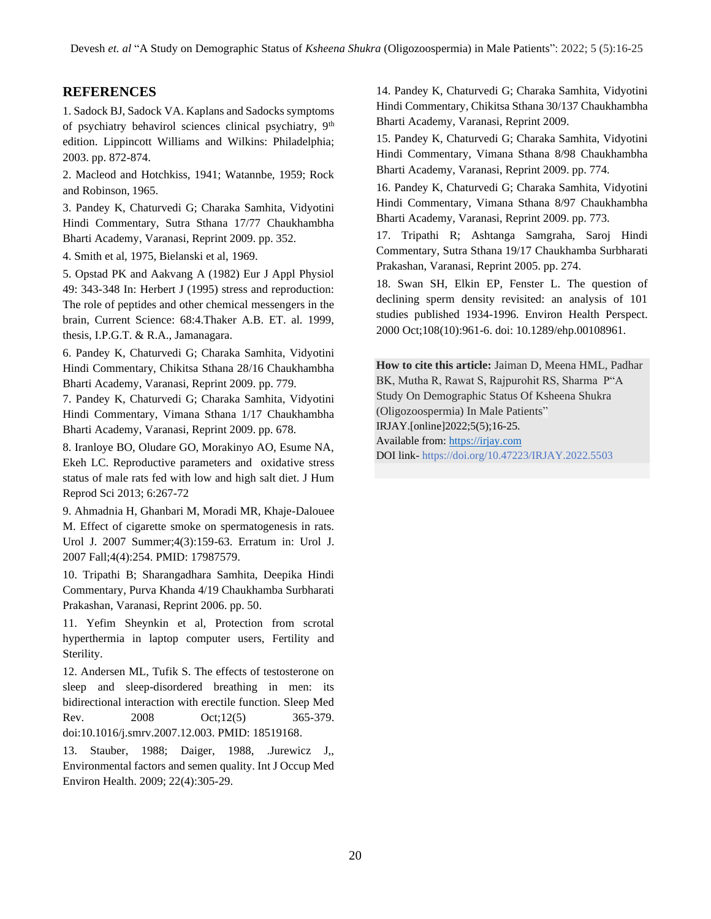## REFERENCES

1. Sadock BJ, Sadock VA. Kaplans and Sadocks symptoms of psychiatry behavirol sciences clinical psychiatry, 9th edition. Lippincott Williams and Wilkins: Philadelphia; 2003. pp. 872-874.

2. Macleod and Hotchkiss, 1941; Watannbe, 1959; Rock and Robinson, 1965.

3. Pandey K, Chaturvedi G; Charaka Samhita, Vidyotini Hindi Commentary, Sutra Sthana 17/77 Chaukhambha Bharti Academy, Varanasi, Reprint 2009. pp. 352.

4. Smith et al, 1975, Bielanski et al, 1969.

5. Opstad PK and Aakvang A (1982) Eur J Appl Physiol 49: 343-348 In: Herbert J (1995) stress and reproduction: The role of peptides and other chemical messengers in the brain, Current Science: 68:4.Thaker A.B. ET. al. 1999, thesis, I.P.G.T. & R.A., Jamanagara.

6. Pandey K, Chaturvedi G; Charaka Samhita, Vidyotini Hindi Commentary, Chikitsa Sthana 28/16 Chaukhambha Bharti Academy, Varanasi, Reprint 2009. pp. 779.

7. Pandey K, Chaturvedi G; Charaka Samhita, Vidyotini Hindi Commentary, Vimana Sthana 1/17 Chaukhambha Bharti Academy, Varanasi, Reprint 2009. pp. 678.

8. Iranloye BO, Oludare GO, Morakinyo AO, Esume NA, Ekeh LC. Reproductive parameters and oxidative stress status of male rats fed with low and high salt diet. J Hum Reprod Sci 2013; 6:267-72

9. Ahmadnia H, Ghanbari M, Moradi MR, Khaje-Dalouee M. Effect of cigarette smoke on spermatogenesis in rats. Urol J. 2007 Summer;4(3):159-63. Erratum in: Urol J. 2007 Fall;4(4):254. PMID: 17987579.

10. Tripathi B; Sharangadhara Samhita, Deepika Hindi Commentary, Purva Khanda 4/19 Chaukhamba Surbharati Prakashan, Varanasi, Reprint 2006. pp. 50.

11. Yefim Sheynkin et al, Protection from scrotal hyperthermia in laptop computer users, Fertility and Sterility.

12. Andersen ML, Tufik S. The effects of testosterone on sleep and sleep-disordered breathing in men: its bidirectional interaction with erectile function. Sleep Med Rev. 2008 Oct;12(5) 365-379. doi:10.1016/j.smrv.2007.12.003. PMID: 18519168.

13. Stauber, 1988; Daiger, 1988, .Jurewicz J,, Environmental factors and semen quality. Int J Occup Med Environ Health. 2009; 22(4):305-29.

14. Pandey K, Chaturvedi G; Charaka Samhita, Vidyotini Hindi Commentary, Chikitsa Sthana 30/137 Chaukhambha Bharti Academy, Varanasi, Reprint 2009.

15. Pandey K, Chaturvedi G; Charaka Samhita, Vidyotini Hindi Commentary, Vimana Sthana 8/98 Chaukhambha Bharti Academy, Varanasi, Reprint 2009. pp. 774.

16. Pandey K, Chaturvedi G; Charaka Samhita, Vidyotini Hindi Commentary, Vimana Sthana 8/97 Chaukhambha Bharti Academy, Varanasi, Reprint 2009. pp. 773.

17. Tripathi R; Ashtanga Samgraha, Saroj Hindi Commentary, Sutra Sthana 19/17 Chaukhamba Surbharati Prakashan, Varanasi, Reprint 2005. pp. 274.

18. Swan SH, Elkin EP, Fenster L. The question of declining sperm density revisited: an analysis of 101 studies published 1934-1996. Environ Health Perspect. 2000 Oct;108(10):961-6. doi: 10.1289/ehp.00108961.

**How to cite this article:** Jaiman D, Meena HML, Padhar BK, Mutha R, Rawat S, Rajpurohit RS, Sharma P"A Study On Demographic Status Of Ksheena Shukra (Oligozoospermia) In Male Patients" IRJAY.[online]2022;5(5);16-25.
Available from: https://irjay.com
DOI link- https://doi.org/10.47223/IRJAY.2022.5503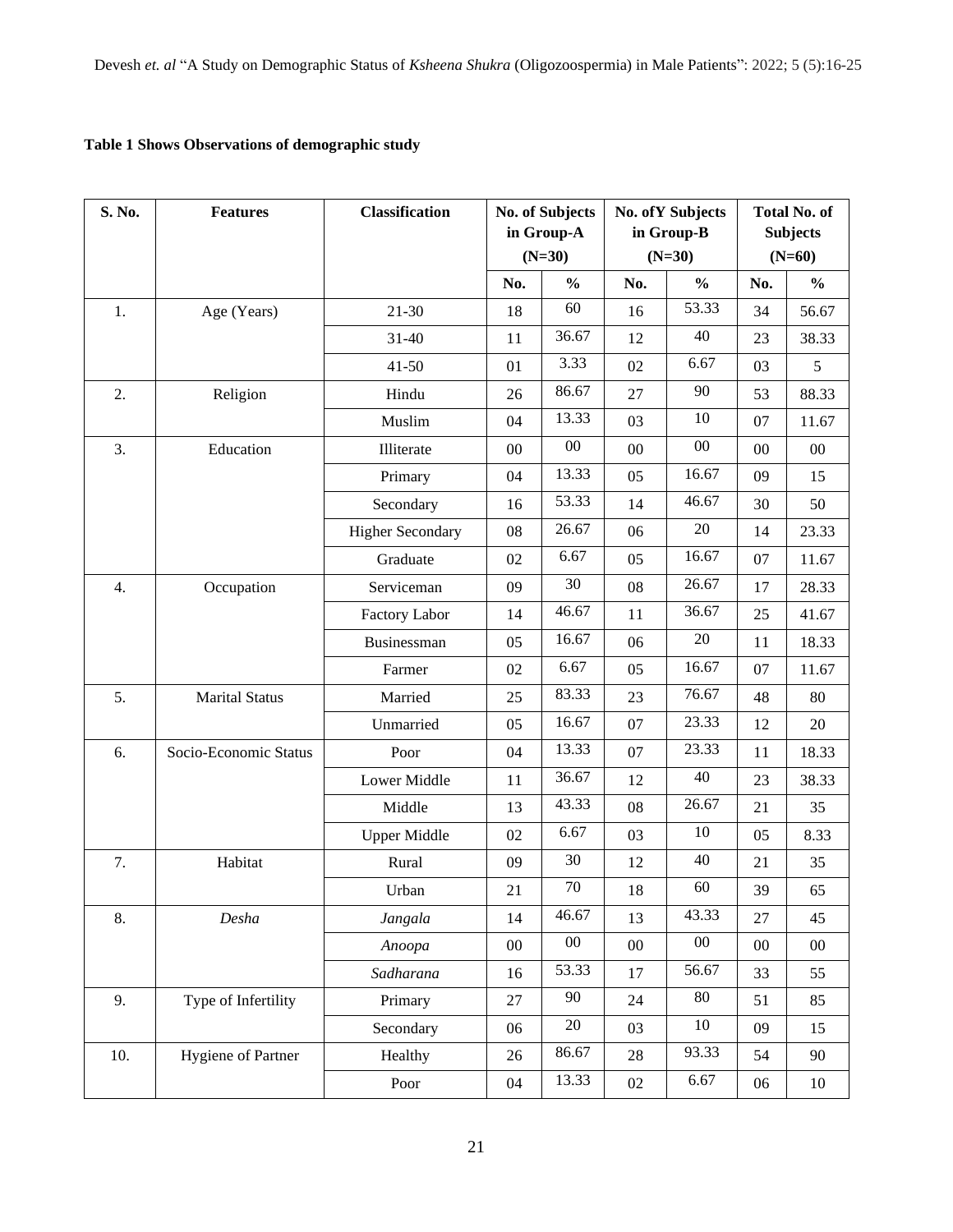**Table 1 Shows Observations of demographic study**

| S. No. | Features | Classification | No. of Subjects in Group-A (N=30) | | No. ofY Subjects in Group-B (N=30) | | Total No. of Subjects (N=60) | |
|---|---|---|---|---|---|---|---|---|
| | | | No. | % | No. | % | No. | % |
| 1. | Age (Years) | 21-30 | 18 | 60 | 16 | 53.33 | 34 | 56.67 |
| | | 31-40 | 11 | 36.67 | 12 | 40 | 23 | 38.33 |
| | | 41-50 | 01 | 3.33 | 02 | 6.67 | 03 | 5 |
| 2. | Religion | Hindu | 26 | 86.67 | 27 | 90 | 53 | 88.33 |
| | | Muslim | 04 | 13.33 | 03 | 10 | 07 | 11.67 |
| 3. | Education | Illiterate | 00 | 00 | 00 | 00 | 00 | 00 |
| | | Primary | 04 | 13.33 | 05 | 16.67 | 09 | 15 |
| | | Secondary | 16 | 53.33 | 14 | 46.67 | 30 | 50 |
| | | Higher Secondary | 08 | 26.67 | 06 | 20 | 14 | 23.33 |
| | | Graduate | 02 | 6.67 | 05 | 16.67 | 07 | 11.67 |
| 4. | Occupation | Serviceman | 09 | 30 | 08 | 26.67 | 17 | 28.33 |
| | | Factory Labor | 14 | 46.67 | 11 | 36.67 | 25 | 41.67 |
| | | Businessman | 05 | 16.67 | 06 | 20 | 11 | 18.33 |
| | | Farmer | 02 | 6.67 | 05 | 16.67 | 07 | 11.67 |
| 5. | Marital Status | Married | 25 | 83.33 | 23 | 76.67 | 48 | 80 |
| | | Unmarried | 05 | 16.67 | 07 | 23.33 | 12 | 20 |
| 6. | Socio-Economic Status | Poor | 04 | 13.33 | 07 | 23.33 | 11 | 18.33 |
| | | Lower Middle | 11 | 36.67 | 12 | 40 | 23 | 38.33 |
| | | Middle | 13 | 43.33 | 08 | 26.67 | 21 | 35 |
| | | Upper Middle | 02 | 6.67 | 03 | 10 | 05 | 8.33 |
| 7. | Habitat | Rural | 09 | 30 | 12 | 40 | 21 | 35 |
| | | Urban | 21 | 70 | 18 | 60 | 39 | 65 |
| 8. | *Desha* | *Jangala* | 14 | 46.67 | 13 | 43.33 | 27 | 45 |
| | | *Anoopa* | 00 | 00 | 00 | 00 | 00 | 00 |
| | | *Sadharana* | 16 | 53.33 | 17 | 56.67 | 33 | 55 |
| 9. | Type of Infertility | Primary | 27 | 90 | 24 | 80 | 51 | 85 |
| | | Secondary | 06 | 20 | 03 | 10 | 09 | 15 |
| 10. | Hygiene of Partner | Healthy | 26 | 86.67 | 28 | 93.33 | 54 | 90 |
| | | Poor | 04 | 13.33 | 02 | 6.67 | 06 | 10 |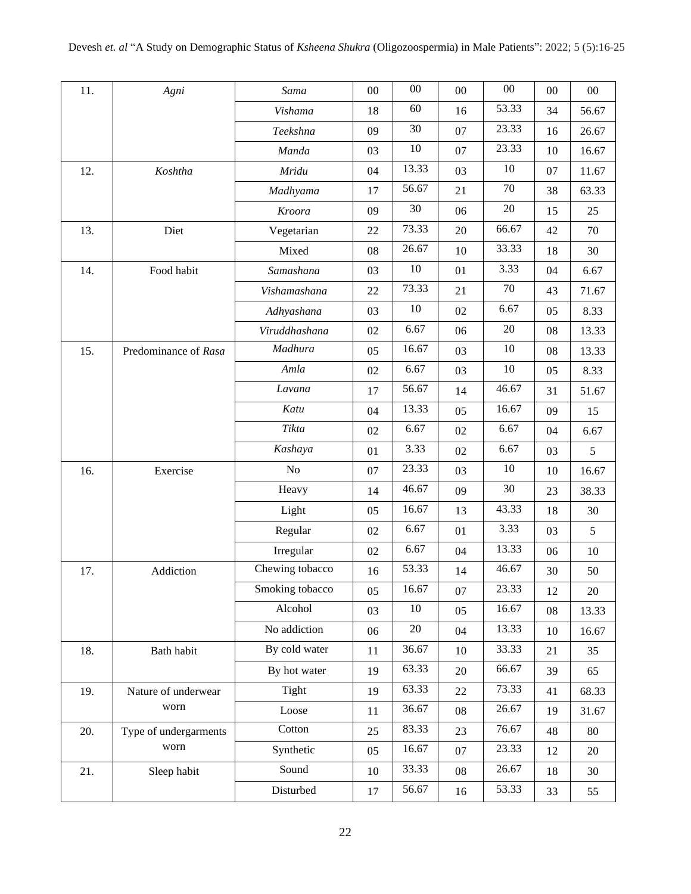| 11. | *Agni* | *Sama* | 00 | 00 | 00 | 00 | 00 | 00 |
|---|---|---|---|---|---|---|---|---|
| | | *Vishama* | 18 | 60 | 16 | 53.33 | 34 | 56.67 |
| | | *Teekshna* | 09 | 30 | 07 | 23.33 | 16 | 26.67 |
| | | *Manda* | 03 | 10 | 07 | 23.33 | 10 | 16.67 |
| 12. | *Koshtha* | *Mridu* | 04 | 13.33 | 03 | 10 | 07 | 11.67 |
| | | *Madhyama* | 17 | 56.67 | 21 | 70 | 38 | 63.33 |
| | | *Kroora* | 09 | 30 | 06 | 20 | 15 | 25 |
| 13. | Diet | Vegetarian | 22 | 73.33 | 20 | 66.67 | 42 | 70 |
| | | Mixed | 08 | 26.67 | 10 | 33.33 | 18 | 30 |
| 14. | Food habit | *Samashana* | 03 | 10 | 01 | 3.33 | 04 | 6.67 |
| | | *Vishamashana* | 22 | 73.33 | 21 | 70 | 43 | 71.67 |
| | | *Adhyashana* | 03 | 10 | 02 | 6.67 | 05 | 8.33 |
| | | *Viruddhashana* | 02 | 6.67 | 06 | 20 | 08 | 13.33 |
| 15. | Predominance of *Rasa* | *Madhura* | 05 | 16.67 | 03 | 10 | 08 | 13.33 |
| | | *Amla* | 02 | 6.67 | 03 | 10 | 05 | 8.33 |
| | | *Lavana* | 17 | 56.67 | 14 | 46.67 | 31 | 51.67 |
| | | *Katu* | 04 | 13.33 | 05 | 16.67 | 09 | 15 |
| | | *Tikta* | 02 | 6.67 | 02 | 6.67 | 04 | 6.67 |
| | | *Kashaya* | 01 | 3.33 | 02 | 6.67 | 03 | 5 |
| 16. | Exercise | No | 07 | 23.33 | 03 | 10 | 10 | 16.67 |
| | | Heavy | 14 | 46.67 | 09 | 30 | 23 | 38.33 |
| | | Light | 05 | 16.67 | 13 | 43.33 | 18 | 30 |
| | | Regular | 02 | 6.67 | 01 | 3.33 | 03 | 5 |
| | | Irregular | 02 | 6.67 | 04 | 13.33 | 06 | 10 |
| 17. | Addiction | Chewing tobacco | 16 | 53.33 | 14 | 46.67 | 30 | 50 |
| | | Smoking tobacco | 05 | 16.67 | 07 | 23.33 | 12 | 20 |
| | | Alcohol | 03 | 10 | 05 | 16.67 | 08 | 13.33 |
| | | No addiction | 06 | 20 | 04 | 13.33 | 10 | 16.67 |
| 18. | Bath habit | By cold water | 11 | 36.67 | 10 | 33.33 | 21 | 35 |
| | | By hot water | 19 | 63.33 | 20 | 66.67 | 39 | 65 |
| 19. | Nature of underwear worn | Tight | 19 | 63.33 | 22 | 73.33 | 41 | 68.33 |
| | | Loose | 11 | 36.67 | 08 | 26.67 | 19 | 31.67 |
| 20. | Type of undergarments worn | Cotton | 25 | 83.33 | 23 | 76.67 | 48 | 80 |
| | | Synthetic | 05 | 16.67 | 07 | 23.33 | 12 | 20 |
| 21. | Sleep habit | Sound | 10 | 33.33 | 08 | 26.67 | 18 | 30 |
| | | Disturbed | 17 | 56.67 | 16 | 53.33 | 33 | 55 |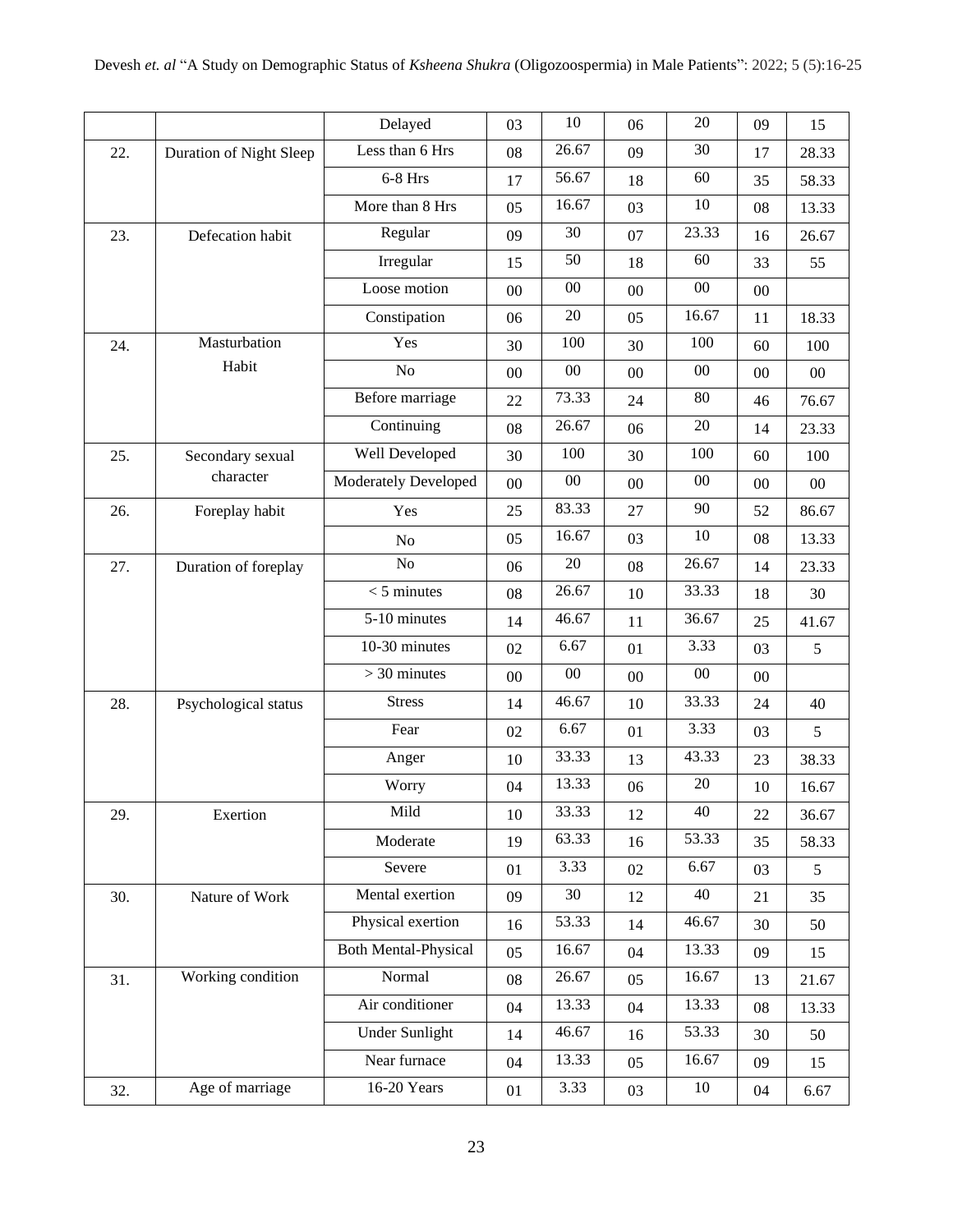| | | Delayed | 03 | 10 | 06 | 20 | 09 | 15 |
|---|---|---|---|---|---|---|---|---|
| 22. | Duration of Night Sleep | Less than 6 Hrs | 08 | 26.67 | 09 | 30 | 17 | 28.33 |
| | | 6-8 Hrs | 17 | 56.67 | 18 | 60 | 35 | 58.33 |
| | | More than 8 Hrs | 05 | 16.67 | 03 | 10 | 08 | 13.33 |
| 23. | Defecation habit | Regular | 09 | 30 | 07 | 23.33 | 16 | 26.67 |
| | | Irregular | 15 | 50 | 18 | 60 | 33 | 55 |
| | | Loose motion | 00 | 00 | 00 | 00 | 00 | |
| | | Constipation | 06 | 20 | 05 | 16.67 | 11 | 18.33 |
| 24. | Masturbation Habit | Yes | 30 | 100 | 30 | 100 | 60 | 100 |
| | | No | 00 | 00 | 00 | 00 | 00 | 00 |
| | | Before marriage | 22 | 73.33 | 24 | 80 | 46 | 76.67 |
| | | Continuing | 08 | 26.67 | 06 | 20 | 14 | 23.33 |
| 25. | Secondary sexual character | Well Developed | 30 | 100 | 30 | 100 | 60 | 100 |
| | | Moderately Developed | 00 | 00 | 00 | 00 | 00 | 00 |
| 26. | Foreplay habit | Yes | 25 | 83.33 | 27 | 90 | 52 | 86.67 |
| | | No | 05 | 16.67 | 03 | 10 | 08 | 13.33 |
| 27. | Duration of foreplay | No | 06 | 20 | 08 | 26.67 | 14 | 23.33 |
| | | < 5 minutes | 08 | 26.67 | 10 | 33.33 | 18 | 30 |
| | | 5-10 minutes | 14 | 46.67 | 11 | 36.67 | 25 | 41.67 |
| | | 10-30 minutes | 02 | 6.67 | 01 | 3.33 | 03 | 5 |
| | | > 30 minutes | 00 | 00 | 00 | 00 | 00 | |
| 28. | Psychological status | Stress | 14 | 46.67 | 10 | 33.33 | 24 | 40 |
| | | Fear | 02 | 6.67 | 01 | 3.33 | 03 | 5 |
| | | Anger | 10 | 33.33 | 13 | 43.33 | 23 | 38.33 |
| | | Worry | 04 | 13.33 | 06 | 20 | 10 | 16.67 |
| 29. | Exertion | Mild | 10 | 33.33 | 12 | 40 | 22 | 36.67 |
| | | Moderate | 19 | 63.33 | 16 | 53.33 | 35 | 58.33 |
| | | Severe | 01 | 3.33 | 02 | 6.67 | 03 | 5 |
| 30. | Nature of Work | Mental exertion | 09 | 30 | 12 | 40 | 21 | 35 |
| | | Physical exertion | 16 | 53.33 | 14 | 46.67 | 30 | 50 |
| | | Both Mental-Physical | 05 | 16.67 | 04 | 13.33 | 09 | 15 |
| 31. | Working condition | Normal | 08 | 26.67 | 05 | 16.67 | 13 | 21.67 |
| | | Air conditioner | 04 | 13.33 | 04 | 13.33 | 08 | 13.33 |
| | | Under Sunlight | 14 | 46.67 | 16 | 53.33 | 30 | 50 |
| | | Near furnace | 04 | 13.33 | 05 | 16.67 | 09 | 15 |
| 32. | Age of marriage | 16-20 Years | 01 | 3.33 | 03 | 10 | 04 | 6.67 |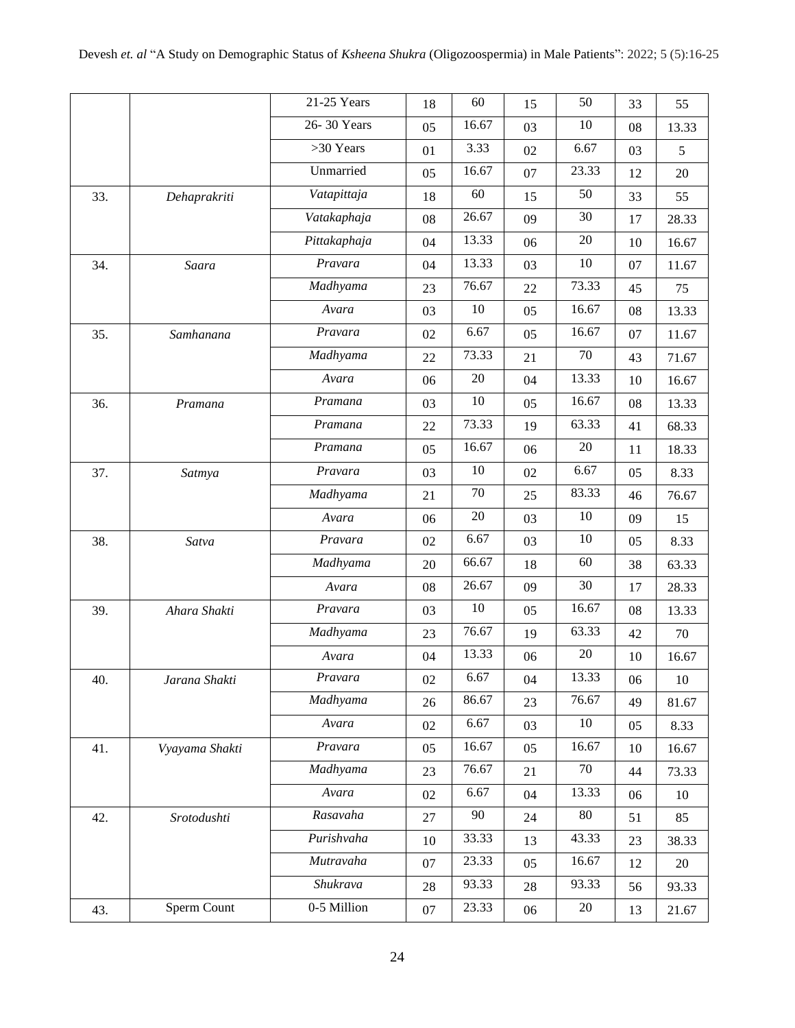| | | 21-25 Years | 18 | 60 | 15 | 50 | 33 | 55 |
|---|---|---|---|---|---|---|---|---|
| | | 26- 30 Years | 05 | 16.67 | 03 | 10 | 08 | 13.33 |
| | | >30 Years | 01 | 3.33 | 02 | 6.67 | 03 | 5 |
| | | Unmarried | 05 | 16.67 | 07 | 23.33 | 12 | 20 |
| 33. | *Dehaprakriti* | *Vatapittaja* | 18 | 60 | 15 | 50 | 33 | 55 |
| | | *Vatakaphaja* | 08 | 26.67 | 09 | 30 | 17 | 28.33 |
| | | *Pittakaphaja* | 04 | 13.33 | 06 | 20 | 10 | 16.67 |
| 34. | *Saara* | *Pravara* | 04 | 13.33 | 03 | 10 | 07 | 11.67 |
| | | *Madhyama* | 23 | 76.67 | 22 | 73.33 | 45 | 75 |
| | | *Avara* | 03 | 10 | 05 | 16.67 | 08 | 13.33 |
| 35. | *Samhanana* | *Pravara* | 02 | 6.67 | 05 | 16.67 | 07 | 11.67 |
| | | *Madhyama* | 22 | 73.33 | 21 | 70 | 43 | 71.67 |
| | | *Avara* | 06 | 20 | 04 | 13.33 | 10 | 16.67 |
| 36. | *Pramana* | *Pramana* | 03 | 10 | 05 | 16.67 | 08 | 13.33 |
| | | *Pramana* | 22 | 73.33 | 19 | 63.33 | 41 | 68.33 |
| | | *Pramana* | 05 | 16.67 | 06 | 20 | 11 | 18.33 |
| 37. | *Satmya* | *Pravara* | 03 | 10 | 02 | 6.67 | 05 | 8.33 |
| | | *Madhyama* | 21 | 70 | 25 | 83.33 | 46 | 76.67 |
| | | *Avara* | 06 | 20 | 03 | 10 | 09 | 15 |
| 38. | *Satva* | *Pravara* | 02 | 6.67 | 03 | 10 | 05 | 8.33 |
| | | *Madhyama* | 20 | 66.67 | 18 | 60 | 38 | 63.33 |
| | | *Avara* | 08 | 26.67 | 09 | 30 | 17 | 28.33 |
| 39. | *Ahara Shakti* | *Pravara* | 03 | 10 | 05 | 16.67 | 08 | 13.33 |
| | | *Madhyama* | 23 | 76.67 | 19 | 63.33 | 42 | 70 |
| | | *Avara* | 04 | 13.33 | 06 | 20 | 10 | 16.67 |
| 40. | *Jarana Shakti* | *Pravara* | 02 | 6.67 | 04 | 13.33 | 06 | 10 |
| | | *Madhyama* | 26 | 86.67 | 23 | 76.67 | 49 | 81.67 |
| | | *Avara* | 02 | 6.67 | 03 | 10 | 05 | 8.33 |
| 41. | *Vyayama Shakti* | *Pravara* | 05 | 16.67 | 05 | 16.67 | 10 | 16.67 |
| | | *Madhyama* | 23 | 76.67 | 21 | 70 | 44 | 73.33 |
| | | *Avara* | 02 | 6.67 | 04 | 13.33 | 06 | 10 |
| 42. | *Srotodushti* | *Rasavaha* | 27 | 90 | 24 | 80 | 51 | 85 |
| | | *Purishvaha* | 10 | 33.33 | 13 | 43.33 | 23 | 38.33 |
| | | *Mutravaha* | 07 | 23.33 | 05 | 16.67 | 12 | 20 |
| | | *Shukrava* | 28 | 93.33 | 28 | 93.33 | 56 | 93.33 |
| 43. | Sperm Count | 0-5 Million | 07 | 23.33 | 06 | 20 | 13 | 21.67 |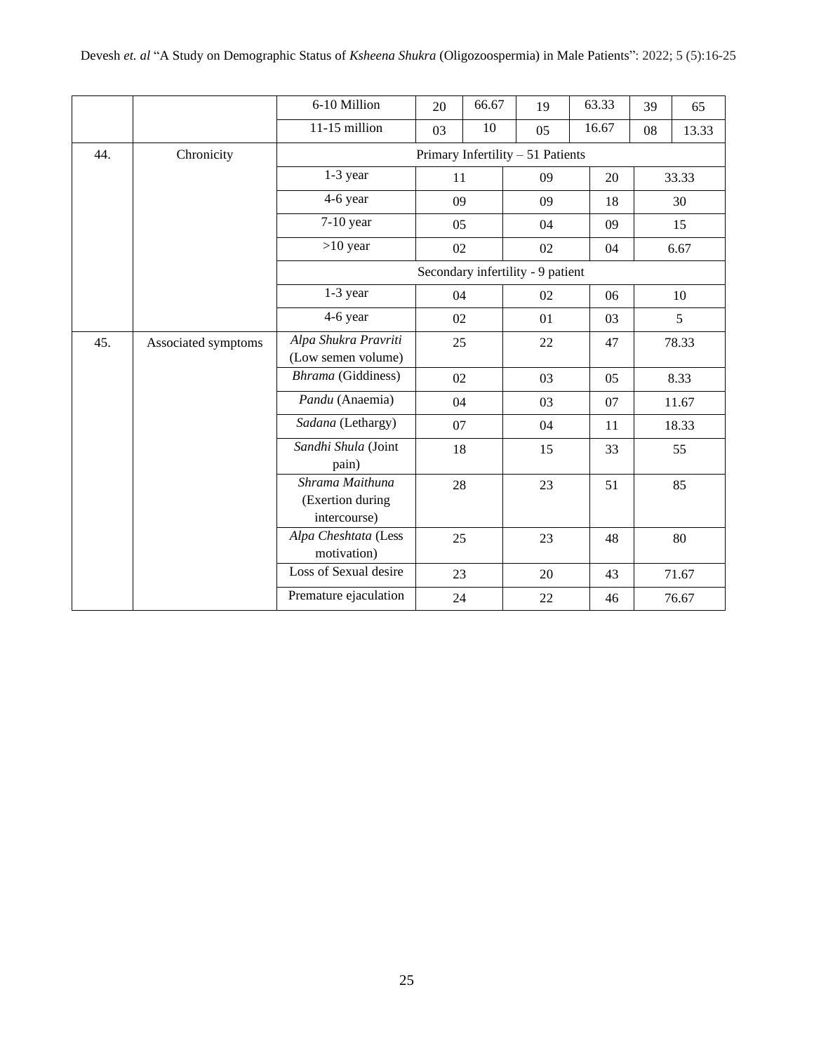| | | | | | | | | |
|---|---|---|---|---|---|---|---|---|
| | | 6-10 Million | 20 | 66.67 | 19 | 63.33 | 39 | 65 |
| | | 11-15 million | 03 | 10 | 05 | 16.67 | 08 | 13.33 |
| 44. | Chronicity | Primary Infertility – 51 Patients | | | | | | |
| | | 1-3 year | 11 | | 09 | | 20 | 33.33 |
| | | 4-6 year | 09 | | 09 | | 18 | 30 |
| | | 7-10 year | 05 | | 04 | | 09 | 15 |
| | | >10 year | 02 | | 02 | | 04 | 6.67 |
| | | Secondary infertility - 9 patient | | | | | | |
| | | 1-3 year | 04 | | 02 | | 06 | 10 |
| | | 4-6 year | 02 | | 01 | | 03 | 5 |
| 45. | Associated symptoms | *Alpa Shukra Pravriti* (Low semen volume) | 25 | | 22 | | 47 | 78.33 |
| | | *Bhrama* (Giddiness) | 02 | | 03 | | 05 | 8.33 |
| | | *Pandu* (Anaemia) | 04 | | 03 | | 07 | 11.67 |
| | | *Sadana* (Lethargy) | 07 | | 04 | | 11 | 18.33 |
| | | *Sandhi Shula* (Joint pain) | 18 | | 15 | | 33 | 55 |
| | | *Shrama Maithuna* (Exertion during intercourse) | 28 | | 23 | | 51 | 85 |
| | | *Alpa Cheshtata* (Less motivation) | 25 | | 23 | | 48 | 80 |
| | | Loss of Sexual desire | 23 | | 20 | | 43 | 71.67 |
| | | Premature ejaculation | 24 | | 22 | | 46 | 76.67 |